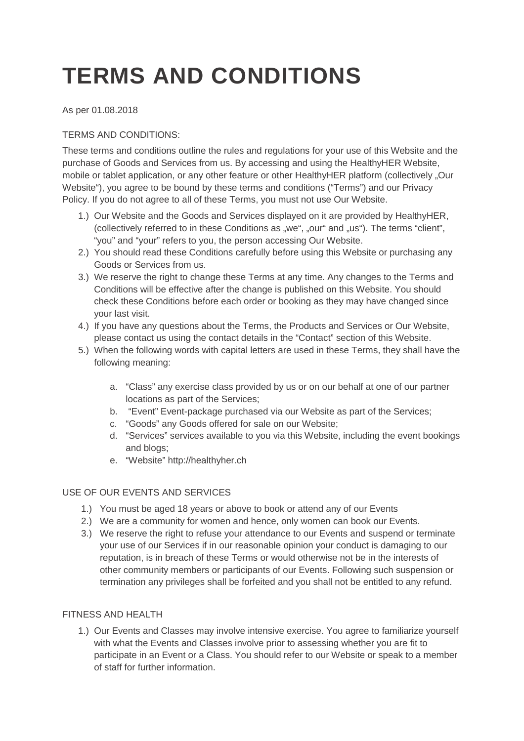# TERMS AND CONDITIONS

As per 01.08.2018

TERMS AND CONDITIONS:

These terms and conditions outline the rules and regulations for your use of this Website and the purchase of Goods and Services from us. By accessing and using the HealthyHER Website, mobile or tablet application, or any other feature or other HealthyHER platform (collectively „Our Website"), you agree to be bound by these terms and conditions ("Terms") and our Privacy Policy. If you do not agree to all of these Terms, you must not use Our Website.

1.) Our Website and the Goods and Services displayed on it are provided by HealthyHER, (collectively referred to in these Conditions as „we", „our" and „us"). The terms "client", "you" and "your" refers to you, the person accessing Our Website.
2.) You should read these Conditions carefully before using this Website or purchasing any Goods or Services from us.
3.) We reserve the right to change these Terms at any time. Any changes to the Terms and Conditions will be effective after the change is published on this Website. You should check these Conditions before each order or booking as they may have changed since your last visit.
4.) If you have any questions about the Terms, the Products and Services or Our Website, please contact us using the contact details in the "Contact" section of this Website.
5.) When the following words with capital letters are used in these Terms, they shall have the following meaning:

    a. "Class" any exercise class provided by us or on our behalf at one of our partner locations as part of the Services;
    b. "Event" Event-package purchased via our Website as part of the Services;
    c. "Goods" any Goods offered for sale on our Website;
    d. "Services" services available to you via this Website, including the event bookings and blogs;
    e. "Website" http://healthyher.ch

USE OF OUR EVENTS AND SERVICES

1.) You must be aged 18 years or above to book or attend any of our Events
2.) We are a community for women and hence, only women can book our Events.
3.) We reserve the right to refuse your attendance to our Events and suspend or terminate your use of our Services if in our reasonable opinion your conduct is damaging to our reputation, is in breach of these Terms or would otherwise not be in the interests of other community members or participants of our Events. Following such suspension or termination any privileges shall be forfeited and you shall not be entitled to any refund.

FITNESS AND HEALTH

1.) Our Events and Classes may involve intensive exercise. You agree to familiarize yourself with what the Events and Classes involve prior to assessing whether you are fit to participate in an Event or a Class. You should refer to our Website or speak to a member of staff for further information.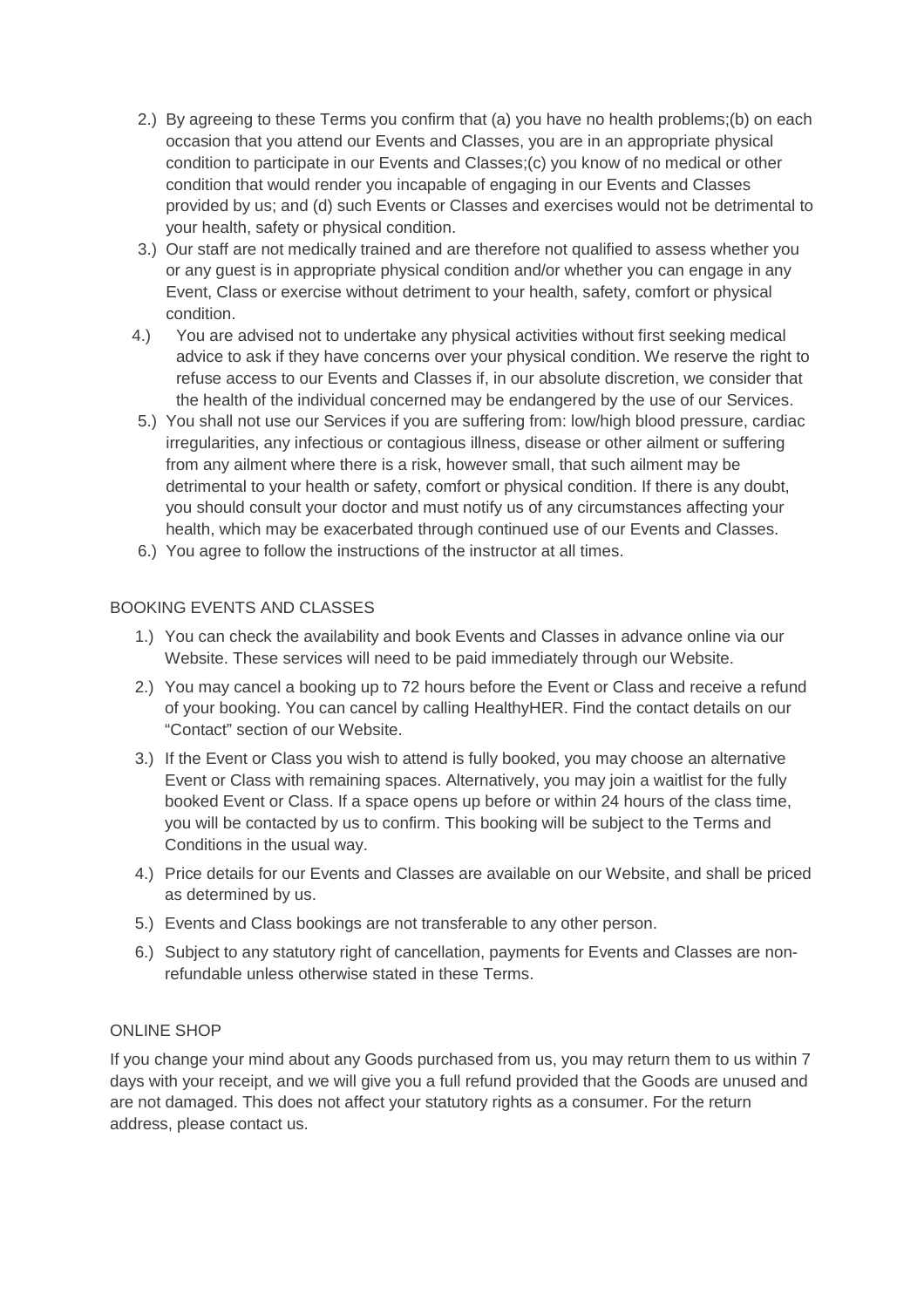2.) By agreeing to these Terms you confirm that (a) you have no health problems;(b) on each occasion that you attend our Events and Classes, you are in an appropriate physical condition to participate in our Events and Classes;(c) you know of no medical or other condition that would render you incapable of engaging in our Events and Classes provided by us; and (d) such Events or Classes and exercises would not be detrimental to your health, safety or physical condition.

3.) Our staff are not medically trained and are therefore not qualified to assess whether you or any guest is in appropriate physical condition and/or whether you can engage in any Event, Class or exercise without detriment to your health, safety, comfort or physical condition.

4.) You are advised not to undertake any physical activities without first seeking medical advice to ask if they have concerns over your physical condition. We reserve the right to refuse access to our Events and Classes if, in our absolute discretion, we consider that the health of the individual concerned may be endangered by the use of our Services.

5.) You shall not use our Services if you are suffering from: low/high blood pressure, cardiac irregularities, any infectious or contagious illness, disease or other ailment or suffering from any ailment where there is a risk, however small, that such ailment may be detrimental to your health or safety, comfort or physical condition. If there is any doubt, you should consult your doctor and must notify us of any circumstances affecting your health, which may be exacerbated through continued use of our Events and Classes.

6.) You agree to follow the instructions of the instructor at all times.

BOOKING EVENTS AND CLASSES

1.) You can check the availability and book Events and Classes in advance online via our Website. These services will need to be paid immediately through our Website.

2.) You may cancel a booking up to 72 hours before the Event or Class and receive a refund of your booking. You can cancel by calling HealthyHER. Find the contact details on our "Contact" section of our Website.

3.) If the Event or Class you wish to attend is fully booked, you may choose an alternative Event or Class with remaining spaces. Alternatively, you may join a waitlist for the fully booked Event or Class. If a space opens up before or within 24 hours of the class time, you will be contacted by us to confirm. This booking will be subject to the Terms and Conditions in the usual way.

4.) Price details for our Events and Classes are available on our Website, and shall be priced as determined by us.

5.) Events and Class bookings are not transferable to any other person.

6.) Subject to any statutory right of cancellation, payments for Events and Classes are non-refundable unless otherwise stated in these Terms.

ONLINE SHOP

If you change your mind about any Goods purchased from us, you may return them to us within 7 days with your receipt, and we will give you a full refund provided that the Goods are unused and are not damaged. This does not affect your statutory rights as a consumer. For the return address, please contact us.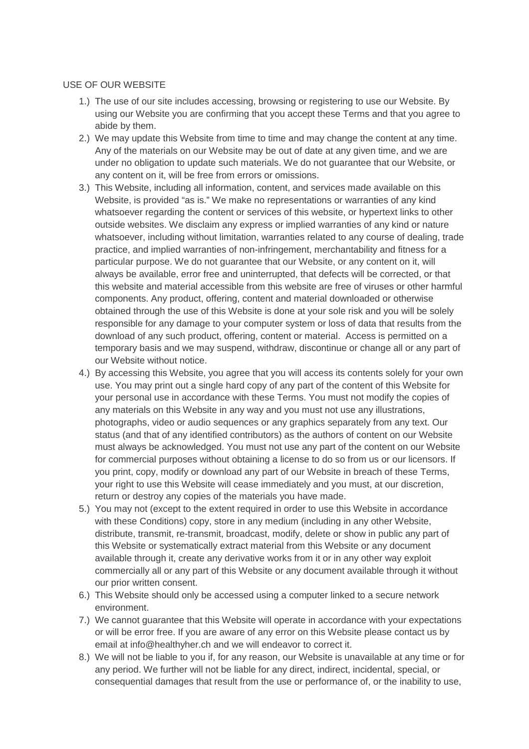## USE OF OUR WEBSITE

1.) The use of our site includes accessing, browsing or registering to use our Website. By using our Website you are confirming that you accept these Terms and that you agree to abide by them.

2.) We may update this Website from time to time and may change the content at any time. Any of the materials on our Website may be out of date at any given time, and we are under no obligation to update such materials. We do not guarantee that our Website, or any content on it, will be free from errors or omissions.

3.) This Website, including all information, content, and services made available on this Website, is provided "as is." We make no representations or warranties of any kind whatsoever regarding the content or services of this website, or hypertext links to other outside websites. We disclaim any express or implied warranties of any kind or nature whatsoever, including without limitation, warranties related to any course of dealing, trade practice, and implied warranties of non-infringement, merchantability and fitness for a particular purpose. We do not guarantee that our Website, or any content on it, will always be available, error free and uninterrupted, that defects will be corrected, or that this website and material accessible from this website are free of viruses or other harmful components. Any product, offering, content and material downloaded or otherwise obtained through the use of this Website is done at your sole risk and you will be solely responsible for any damage to your computer system or loss of data that results from the download of any such product, offering, content or material. Access is permitted on a temporary basis and we may suspend, withdraw, discontinue or change all or any part of our Website without notice.

4.) By accessing this Website, you agree that you will access its contents solely for your own use. You may print out a single hard copy of any part of the content of this Website for your personal use in accordance with these Terms. You must not modify the copies of any materials on this Website in any way and you must not use any illustrations, photographs, video or audio sequences or any graphics separately from any text. Our status (and that of any identified contributors) as the authors of content on our Website must always be acknowledged. You must not use any part of the content on our Website for commercial purposes without obtaining a license to do so from us or our licensors. If you print, copy, modify or download any part of our Website in breach of these Terms, your right to use this Website will cease immediately and you must, at our discretion, return or destroy any copies of the materials you have made.

5.) You may not (except to the extent required in order to use this Website in accordance with these Conditions) copy, store in any medium (including in any other Website, distribute, transmit, re-transmit, broadcast, modify, delete or show in public any part of this Website or systematically extract material from this Website or any document available through it, create any derivative works from it or in any other way exploit commercially all or any part of this Website or any document available through it without our prior written consent.

6.) This Website should only be accessed using a computer linked to a secure network environment.

7.) We cannot guarantee that this Website will operate in accordance with your expectations or will be error free. If you are aware of any error on this Website please contact us by email at info@healthyher.ch and we will endeavor to correct it.

8.) We will not be liable to you if, for any reason, our Website is unavailable at any time or for any period. We further will not be liable for any direct, indirect, incidental, special, or consequential damages that result from the use or performance of, or the inability to use,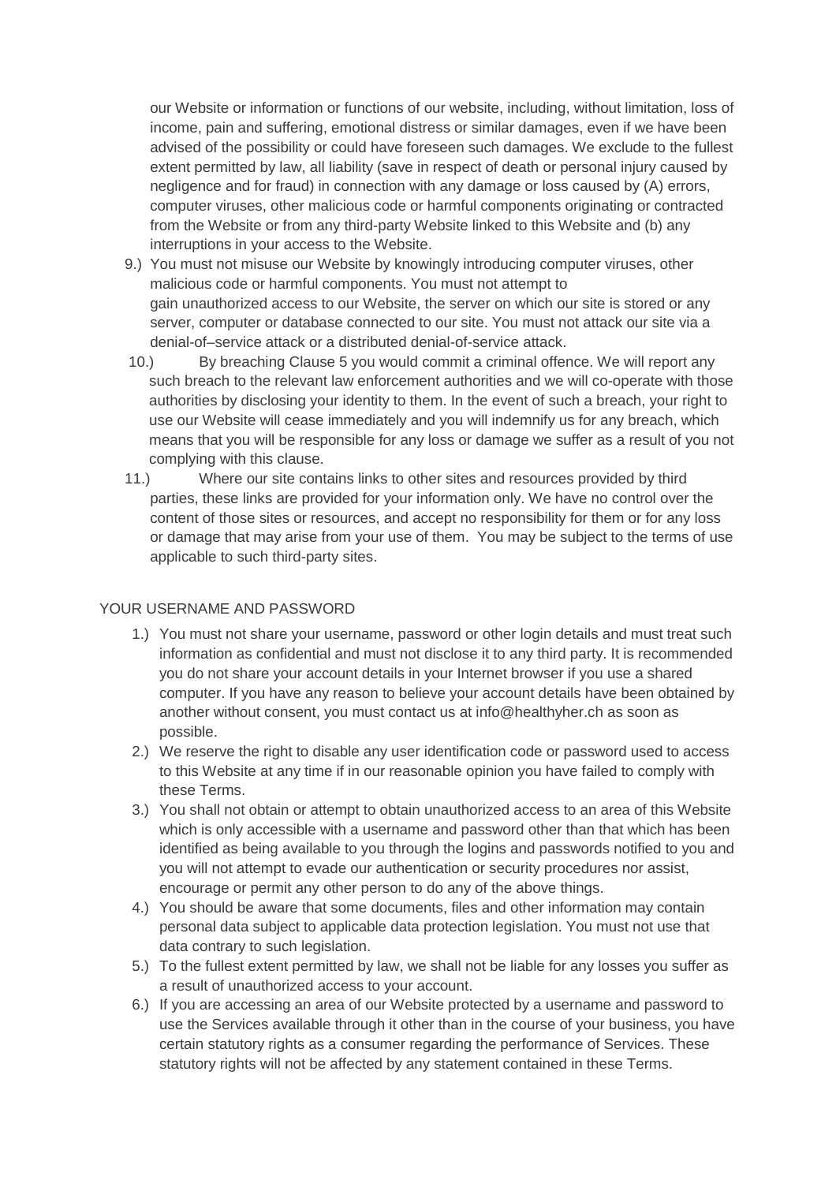our Website or information or functions of our website, including, without limitation, loss of income, pain and suffering, emotional distress or similar damages, even if we have been advised of the possibility or could have foreseen such damages. We exclude to the fullest extent permitted by law, all liability (save in respect of death or personal injury caused by negligence and for fraud) in connection with any damage or loss caused by (A) errors, computer viruses, other malicious code or harmful components originating or contracted from the Website or from any third-party Website linked to this Website and (b) any interruptions in your access to the Website.

9.) You must not misuse our Website by knowingly introducing computer viruses, other malicious code or harmful components. You must not attempt to gain unauthorized access to our Website, the server on which our site is stored or any server, computer or database connected to our site. You must not attack our site via a denial-of–service attack or a distributed denial-of-service attack.

10.) By breaching Clause 5 you would commit a criminal offence. We will report any such breach to the relevant law enforcement authorities and we will co-operate with those authorities by disclosing your identity to them. In the event of such a breach, your right to use our Website will cease immediately and you will indemnify us for any breach, which means that you will be responsible for any loss or damage we suffer as a result of you not complying with this clause.

11.) Where our site contains links to other sites and resources provided by third parties, these links are provided for your information only. We have no control over the content of those sites or resources, and accept no responsibility for them or for any loss or damage that may arise from your use of them. You may be subject to the terms of use applicable to such third-party sites.

YOUR USERNAME AND PASSWORD

1.) You must not share your username, password or other login details and must treat such information as confidential and must not disclose it to any third party. It is recommended you do not share your account details in your Internet browser if you use a shared computer. If you have any reason to believe your account details have been obtained by another without consent, you must contact us at info@healthyher.ch as soon as possible.

2.) We reserve the right to disable any user identification code or password used to access to this Website at any time if in our reasonable opinion you have failed to comply with these Terms.

3.) You shall not obtain or attempt to obtain unauthorized access to an area of this Website which is only accessible with a username and password other than that which has been identified as being available to you through the logins and passwords notified to you and you will not attempt to evade our authentication or security procedures nor assist, encourage or permit any other person to do any of the above things.

4.) You should be aware that some documents, files and other information may contain personal data subject to applicable data protection legislation. You must not use that data contrary to such legislation.

5.) To the fullest extent permitted by law, we shall not be liable for any losses you suffer as a result of unauthorized access to your account.

6.) If you are accessing an area of our Website protected by a username and password to use the Services available through it other than in the course of your business, you have certain statutory rights as a consumer regarding the performance of Services. These statutory rights will not be affected by any statement contained in these Terms.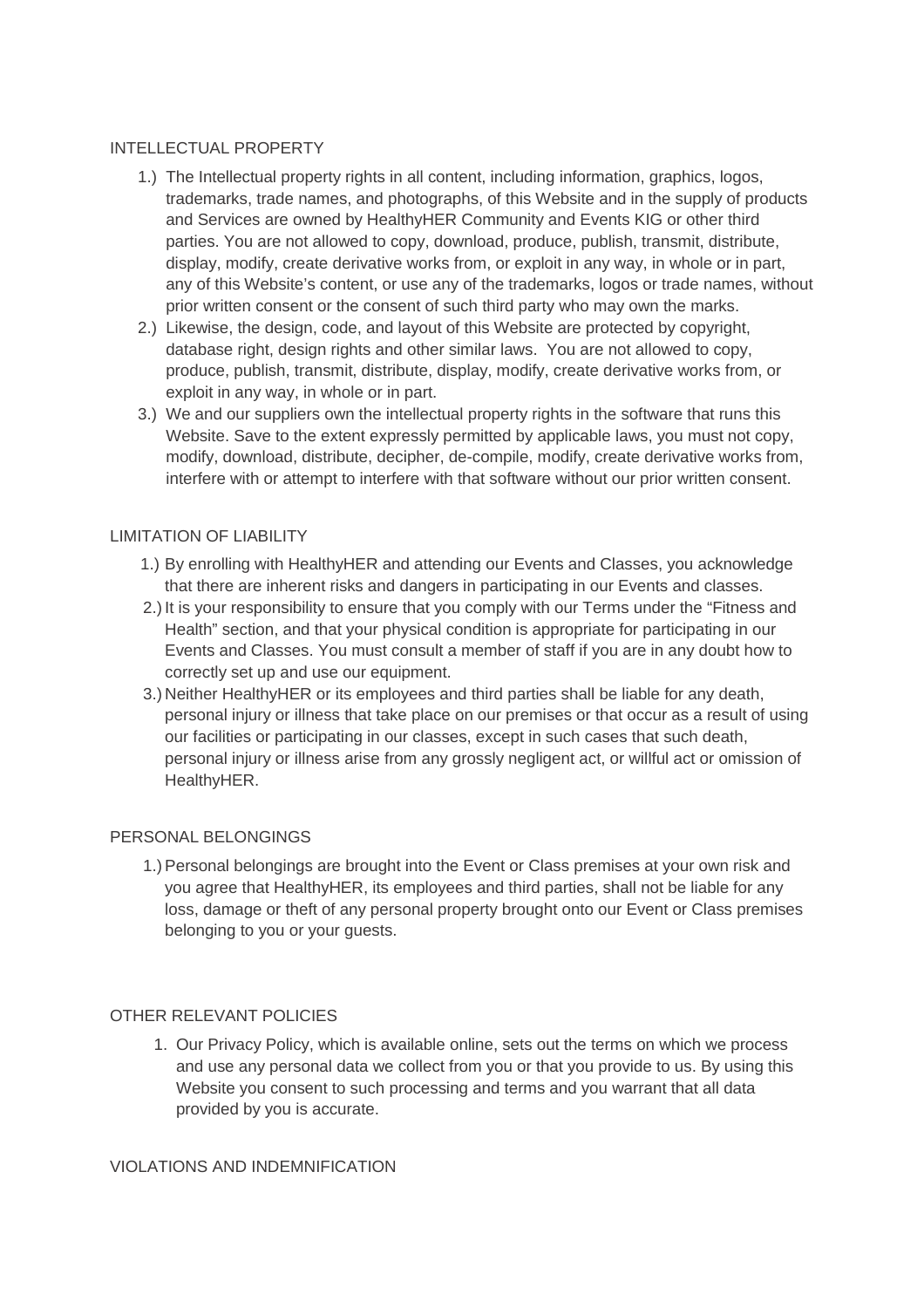## INTELLECTUAL PROPERTY

1.) The Intellectual property rights in all content, including information, graphics, logos, trademarks, trade names, and photographs, of this Website and in the supply of products and Services are owned by HealthyHER Community and Events KIG or other third parties. You are not allowed to copy, download, produce, publish, transmit, distribute, display, modify, create derivative works from, or exploit in any way, in whole or in part, any of this Website's content, or use any of the trademarks, logos or trade names, without prior written consent or the consent of such third party who may own the marks.

2.) Likewise, the design, code, and layout of this Website are protected by copyright, database right, design rights and other similar laws. You are not allowed to copy, produce, publish, transmit, distribute, display, modify, create derivative works from, or exploit in any way, in whole or in part.

3.) We and our suppliers own the intellectual property rights in the software that runs this Website. Save to the extent expressly permitted by applicable laws, you must not copy, modify, download, distribute, decipher, de-compile, modify, create derivative works from, interfere with or attempt to interfere with that software without our prior written consent.

## LIMITATION OF LIABILITY

1.) By enrolling with HealthyHER and attending our Events and Classes, you acknowledge that there are inherent risks and dangers in participating in our Events and classes.

2.) It is your responsibility to ensure that you comply with our Terms under the "Fitness and Health" section, and that your physical condition is appropriate for participating in our Events and Classes. You must consult a member of staff if you are in any doubt how to correctly set up and use our equipment.

3.) Neither HealthyHER or its employees and third parties shall be liable for any death, personal injury or illness that take place on our premises or that occur as a result of using our facilities or participating in our classes, except in such cases that such death, personal injury or illness arise from any grossly negligent act, or willful act or omission of HealthyHER.

## PERSONAL BELONGINGS

1.) Personal belongings are brought into the Event or Class premises at your own risk and you agree that HealthyHER, its employees and third parties, shall not be liable for any loss, damage or theft of any personal property brought onto our Event or Class premises belonging to you or your guests.

## OTHER RELEVANT POLICIES

1. Our Privacy Policy, which is available online, sets out the terms on which we process and use any personal data we collect from you or that you provide to us. By using this Website you consent to such processing and terms and you warrant that all data provided by you is accurate.

## VIOLATIONS AND INDEMNIFICATION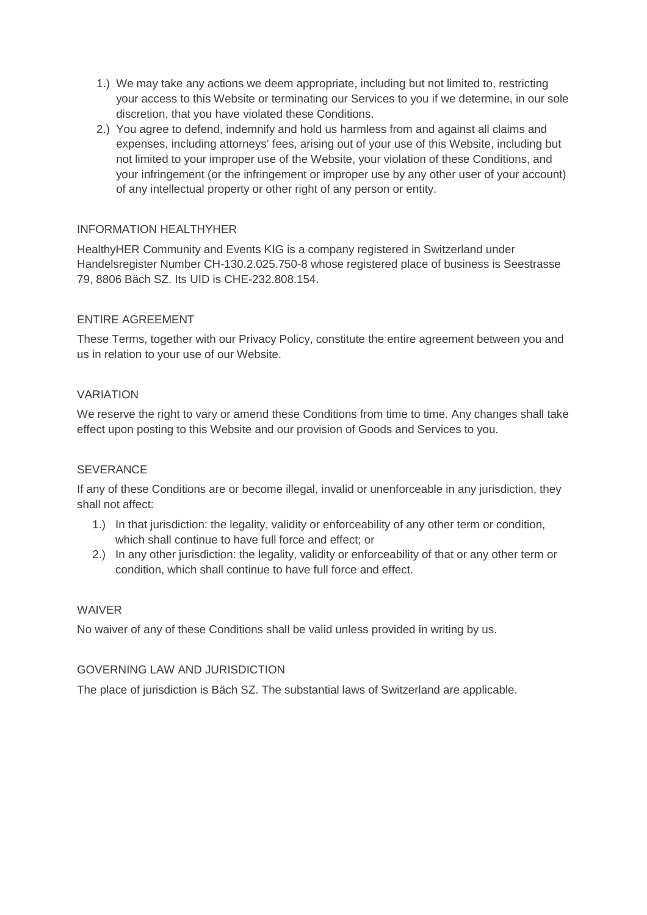1.) We may take any actions we deem appropriate, including but not limited to, restricting your access to this Website or terminating our Services to you if we determine, in our sole discretion, that you have violated these Conditions.
2.) You agree to defend, indemnify and hold us harmless from and against all claims and expenses, including attorneys' fees, arising out of your use of this Website, including but not limited to your improper use of the Website, your violation of these Conditions, and your infringement (or the infringement or improper use by any other user of your account) of any intellectual property or other right of any person or entity.

## INFORMATION HEALTHYHER

HealthyHER Community and Events KIG is a company registered in Switzerland under Handelsregister Number CH-130.2.025.750-8 whose registered place of business is Seestrasse 79, 8806 Bäch SZ. Its UID is CHE-232.808.154.

## ENTIRE AGREEMENT

These Terms, together with our Privacy Policy, constitute the entire agreement between you and us in relation to your use of our Website.

## VARIATION

We reserve the right to vary or amend these Conditions from time to time. Any changes shall take effect upon posting to this Website and our provision of Goods and Services to you.

## SEVERANCE

If any of these Conditions are or become illegal, invalid or unenforceable in any jurisdiction, they shall not affect:

1.) In that jurisdiction: the legality, validity or enforceability of any other term or condition, which shall continue to have full force and effect; or
2.) In any other jurisdiction: the legality, validity or enforceability of that or any other term or condition, which shall continue to have full force and effect.

## WAIVER

No waiver of any of these Conditions shall be valid unless provided in writing by us.

## GOVERNING LAW AND JURISDICTION

The place of jurisdiction is Bäch SZ. The substantial laws of Switzerland are applicable.